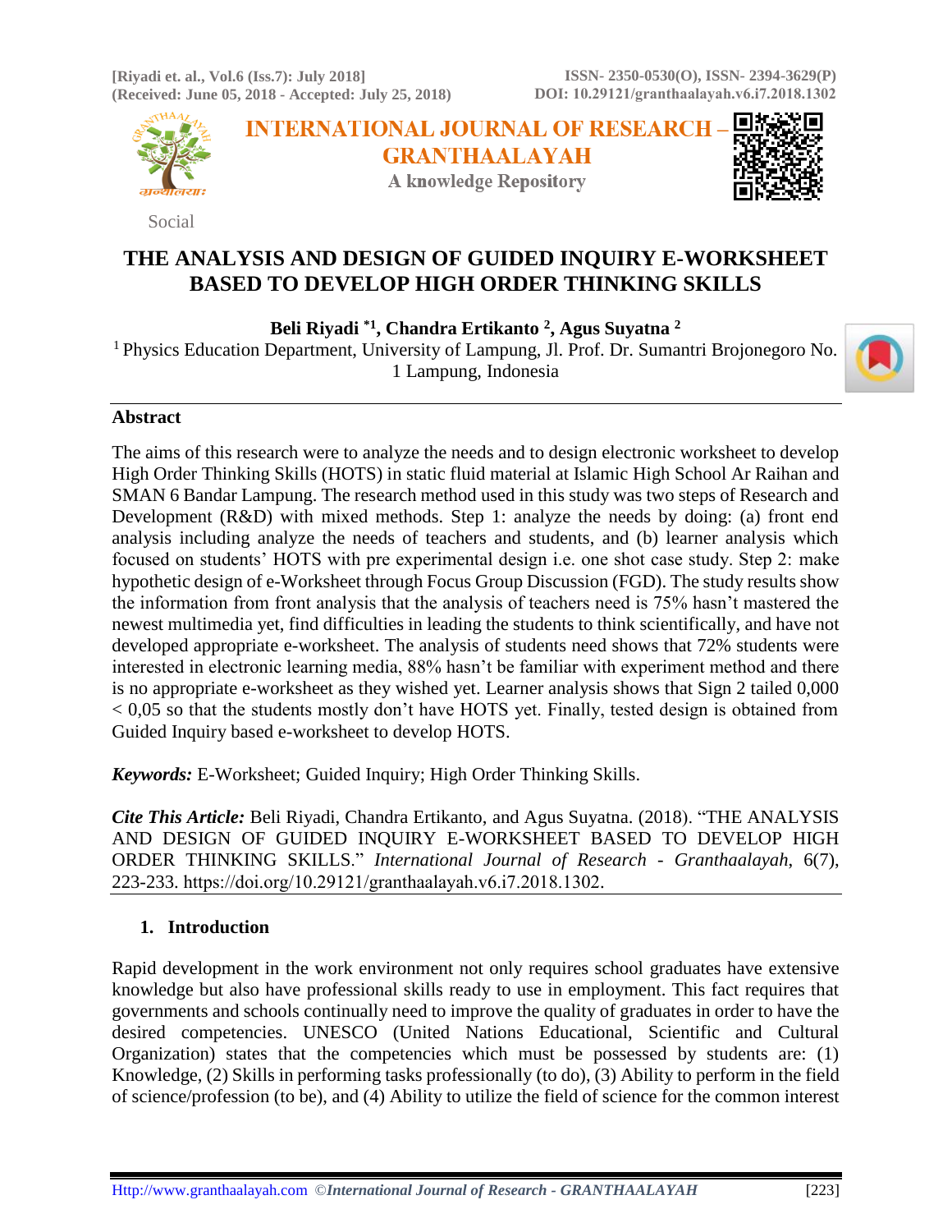Social

# THE ANALYSIS AND DESIGN OF GUIDED INQUIRY E-WORKSHEET BASED TO DEVELOP HIGH ORDER THINKING SKILLS

**Beli Riyadi [*1], Chandra Ertikanto [2], Agus Suyatna [2]**

[1] Physics Education Department, University of Lampung, Jl. Prof. Dr. Sumantri Brojonegoro No. 1 Lampung, Indonesia

## Abstract

The aims of this research were to analyze the needs and to design electronic worksheet to develop High Order Thinking Skills (HOTS) in static fluid material at Islamic High School Ar Raihan and SMAN 6 Bandar Lampung. The research method used in this study was two steps of Research and Development (R&D) with mixed methods. Step 1: analyze the needs by doing: (a) front end analysis including analyze the needs of teachers and students, and (b) learner analysis which focused on students' HOTS with pre experimental design i.e. one shot case study. Step 2: make hypothetic design of e-Worksheet through Focus Group Discussion (FGD). The study results show the information from front analysis that the analysis of teachers need is 75% hasn't mastered the newest multimedia yet, find difficulties in leading the students to think scientifically, and have not developed appropriate e-worksheet. The analysis of students need shows that 72% students were interested in electronic learning media, 88% hasn't be familiar with experiment method and there is no appropriate e-worksheet as they wished yet. Learner analysis shows that Sign 2 tailed 0,000 < 0,05 so that the students mostly don't have HOTS yet. Finally, tested design is obtained from Guided Inquiry based e-worksheet to develop HOTS.

***Keywords:*** E-Worksheet; Guided Inquiry; High Order Thinking Skills.

***Cite This Article:*** Beli Riyadi, Chandra Ertikanto, and Agus Suyatna. (2018). "THE ANALYSIS AND DESIGN OF GUIDED INQUIRY E-WORKSHEET BASED TO DEVELOP HIGH ORDER THINKING SKILLS." *International Journal of Research - Granthaalayah*, 6(7), 223-233. https://doi.org/10.29121/granthaalayah.v6.i7.2018.1302.

## 1. Introduction

Rapid development in the work environment not only requires school graduates have extensive knowledge but also have professional skills ready to use in employment. This fact requires that governments and schools continually need to improve the quality of graduates in order to have the desired competencies. UNESCO (United Nations Educational, Scientific and Cultural Organization) states that the competencies which must be possessed by students are: (1) Knowledge, (2) Skills in performing tasks professionally (to do), (3) Ability to perform in the field of science/profession (to be), and (4) Ability to utilize the field of science for the common interest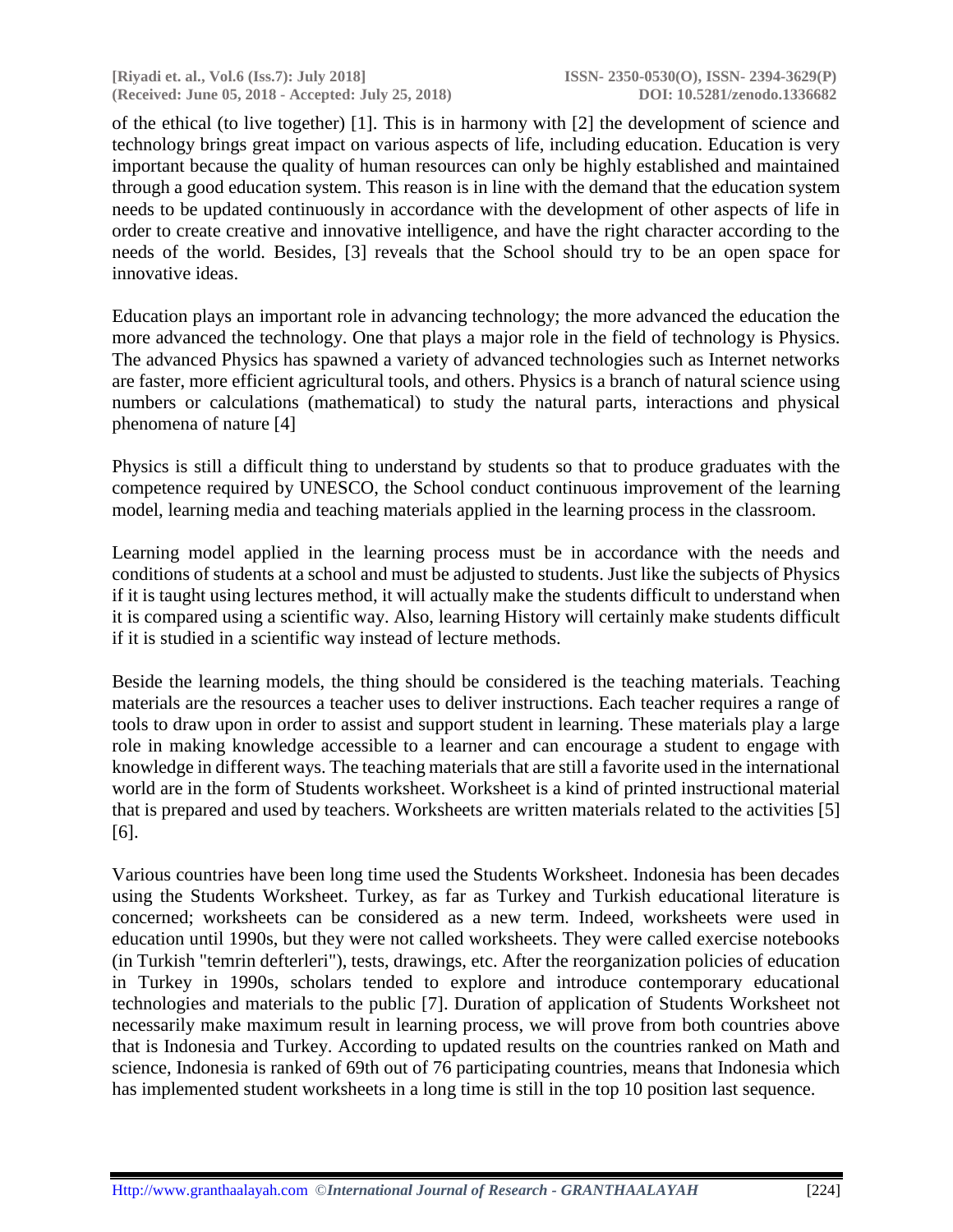of the ethical (to live together) [1]. This is in harmony with [2] the development of science and technology brings great impact on various aspects of life, including education. Education is very important because the quality of human resources can only be highly established and maintained through a good education system. This reason is in line with the demand that the education system needs to be updated continuously in accordance with the development of other aspects of life in order to create creative and innovative intelligence, and have the right character according to the needs of the world. Besides, [3] reveals that the School should try to be an open space for innovative ideas.

Education plays an important role in advancing technology; the more advanced the education the more advanced the technology. One that plays a major role in the field of technology is Physics. The advanced Physics has spawned a variety of advanced technologies such as Internet networks are faster, more efficient agricultural tools, and others. Physics is a branch of natural science using numbers or calculations (mathematical) to study the natural parts, interactions and physical phenomena of nature [4]

Physics is still a difficult thing to understand by students so that to produce graduates with the competence required by UNESCO, the School conduct continuous improvement of the learning model, learning media and teaching materials applied in the learning process in the classroom.

Learning model applied in the learning process must be in accordance with the needs and conditions of students at a school and must be adjusted to students. Just like the subjects of Physics if it is taught using lectures method, it will actually make the students difficult to understand when it is compared using a scientific way. Also, learning History will certainly make students difficult if it is studied in a scientific way instead of lecture methods.

Beside the learning models, the thing should be considered is the teaching materials. Teaching materials are the resources a teacher uses to deliver instructions. Each teacher requires a range of tools to draw upon in order to assist and support student in learning. These materials play a large role in making knowledge accessible to a learner and can encourage a student to engage with knowledge in different ways. The teaching materials that are still a favorite used in the international world are in the form of Students worksheet. Worksheet is a kind of printed instructional material that is prepared and used by teachers. Worksheets are written materials related to the activities [5] [6].

Various countries have been long time used the Students Worksheet. Indonesia has been decades using the Students Worksheet. Turkey, as far as Turkey and Turkish educational literature is concerned; worksheets can be considered as a new term. Indeed, worksheets were used in education until 1990s, but they were not called worksheets. They were called exercise notebooks (in Turkish "temrin defterleri"), tests, drawings, etc. After the reorganization policies of education in Turkey in 1990s, scholars tended to explore and introduce contemporary educational technologies and materials to the public [7]. Duration of application of Students Worksheet not necessarily make maximum result in learning process, we will prove from both countries above that is Indonesia and Turkey. According to updated results on the countries ranked on Math and science, Indonesia is ranked of 69th out of 76 participating countries, means that Indonesia which has implemented student worksheets in a long time is still in the top 10 position last sequence.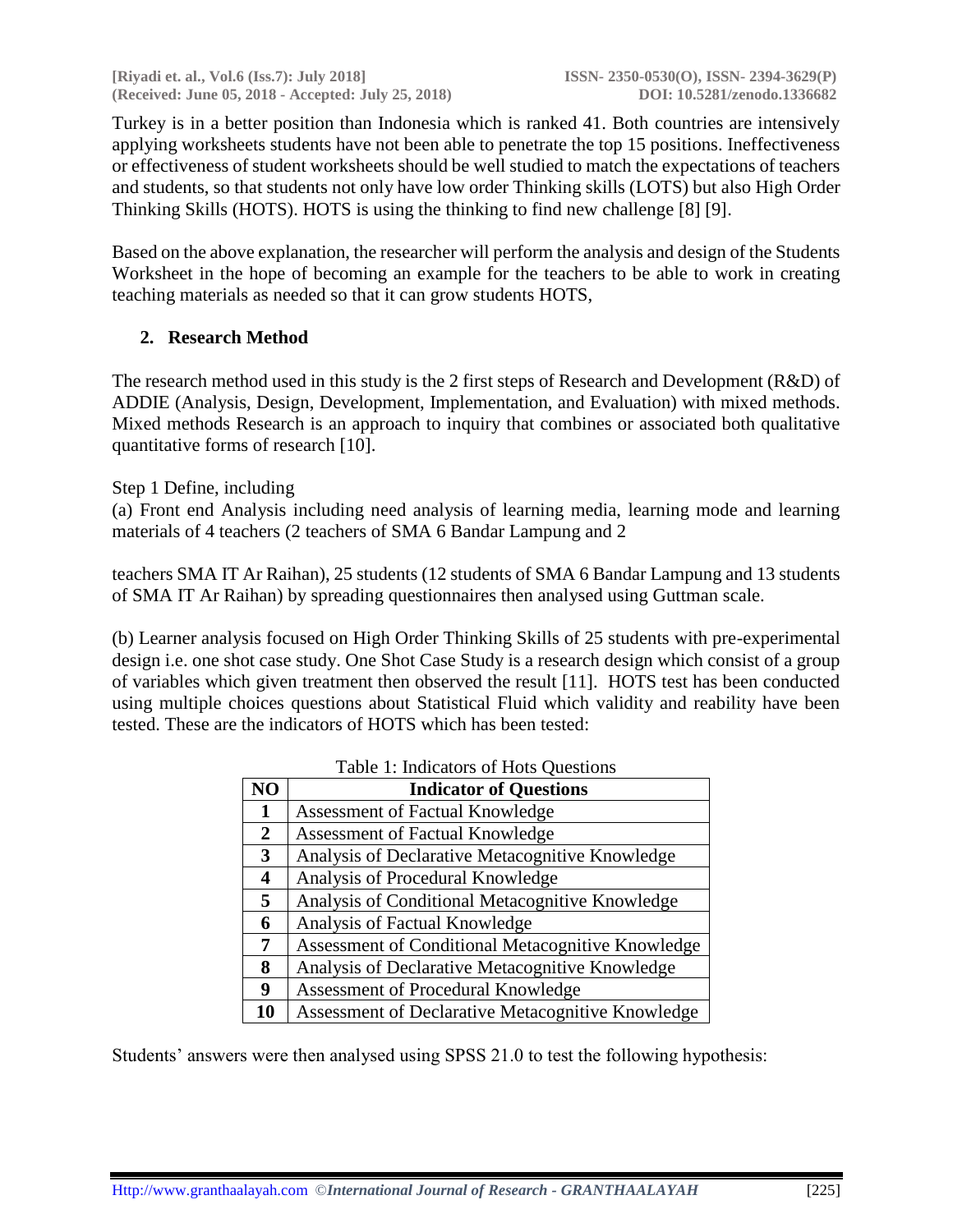Turkey is in a better position than Indonesia which is ranked 41. Both countries are intensively applying worksheets students have not been able to penetrate the top 15 positions. Ineffectiveness or effectiveness of student worksheets should be well studied to match the expectations of teachers and students, so that students not only have low order Thinking skills (LOTS) but also High Order Thinking Skills (HOTS). HOTS is using the thinking to find new challenge [8] [9].

Based on the above explanation, the researcher will perform the analysis and design of the Students Worksheet in the hope of becoming an example for the teachers to be able to work in creating teaching materials as needed so that it can grow students HOTS,

## 2. Research Method

The research method used in this study is the 2 first steps of Research and Development (R&D) of ADDIE (Analysis, Design, Development, Implementation, and Evaluation) with mixed methods. Mixed methods Research is an approach to inquiry that combines or associated both qualitative quantitative forms of research [10].

Step 1 Define, including

(a) Front end Analysis including need analysis of learning media, learning mode and learning materials of 4 teachers (2 teachers of SMA 6 Bandar Lampung and 2 teachers SMA IT Ar Raihan), 25 students (12 students of SMA 6 Bandar Lampung and 13 students of SMA IT Ar Raihan) by spreading questionnaires then analysed using Guttman scale.

(b) Learner analysis focused on High Order Thinking Skills of 25 students with pre-experimental design i.e. one shot case study. One Shot Case Study is a research design which consist of a group of variables which given treatment then observed the result [11]. HOTS test has been conducted using multiple choices questions about Statistical Fluid which validity and reability have been tested. These are the indicators of HOTS which has been tested:

Table 1: Indicators of Hots Questions

| NO | Indicator of Questions |
|---|---|
| 1 | Assessment of Factual Knowledge |
| 2 | Assessment of Factual Knowledge |
| 3 | Analysis of Declarative Metacognitive Knowledge |
| 4 | Analysis of Procedural Knowledge |
| 5 | Analysis of Conditional Metacognitive Knowledge |
| 6 | Analysis of Factual Knowledge |
| 7 | Assessment of Conditional Metacognitive Knowledge |
| 8 | Analysis of Declarative Metacognitive Knowledge |
| 9 | Assessment of Procedural Knowledge |
| 10 | Assessment of Declarative Metacognitive Knowledge |

Students' answers were then analysed using SPSS 21.0 to test the following hypothesis: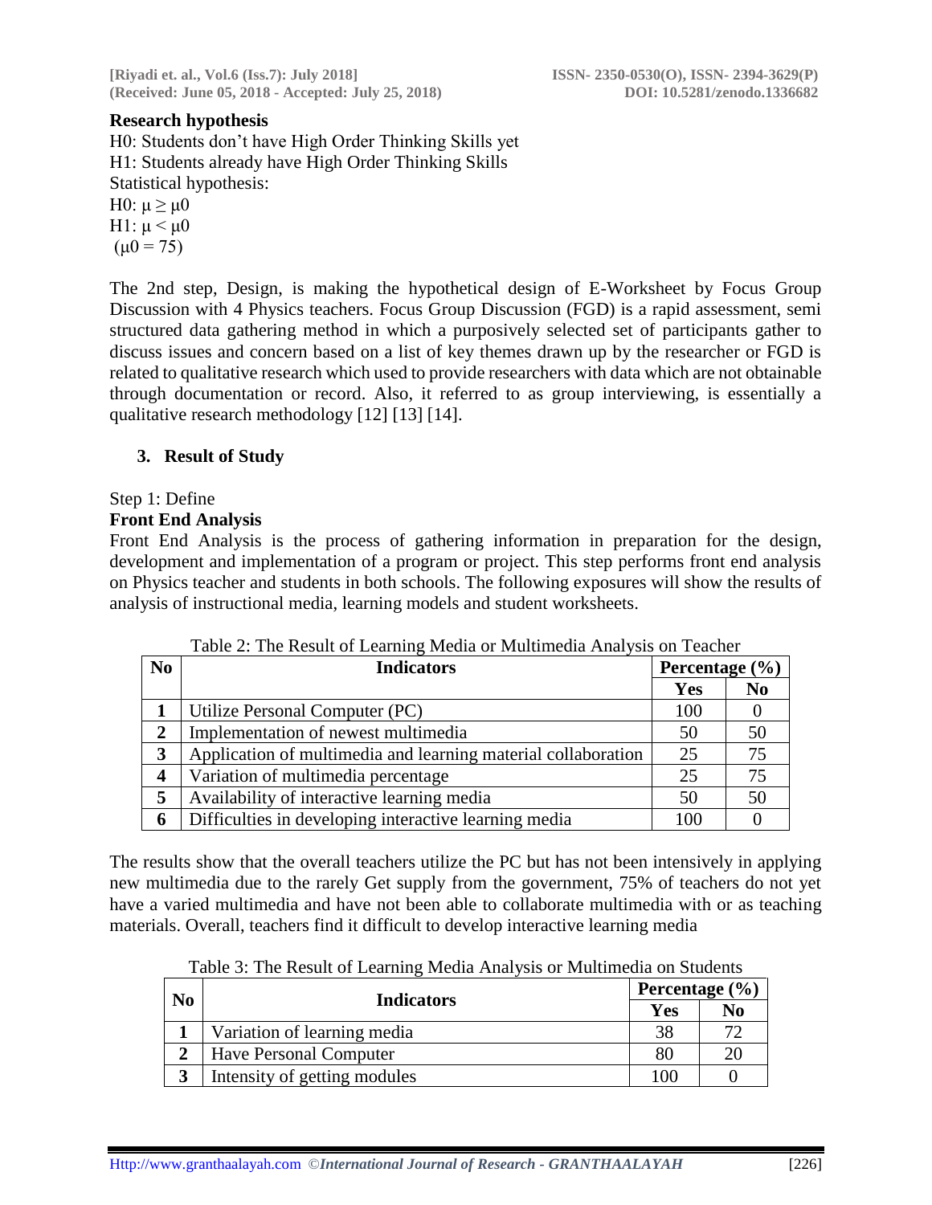**Research hypothesis**

H0: Students don't have High Order Thinking Skills yet
H1: Students already have High Order Thinking Skills
Statistical hypothesis:
H0: $\mu \geq \mu0$
H1: $\mu < \mu0$
($\mu0 = 75$)

The 2nd step, Design, is making the hypothetical design of E-Worksheet by Focus Group Discussion with 4 Physics teachers. Focus Group Discussion (FGD) is a rapid assessment, semi structured data gathering method in which a purposively selected set of participants gather to discuss issues and concern based on a list of key themes drawn up by the researcher or FGD is related to qualitative research which used to provide researchers with data which are not obtainable through documentation or record. Also, it referred to as group interviewing, is essentially a qualitative research methodology [12] [13] [14].

## 3. Result of Study

Step 1: Define

**Front End Analysis**

Front End Analysis is the process of gathering information in preparation for the design, development and implementation of a program or project. This step performs front end analysis on Physics teacher and students in both schools. The following exposures will show the results of analysis of instructional media, learning models and student worksheets.

Table 2: The Result of Learning Media or Multimedia Analysis on Teacher

| No | Indicators | Percentage (%) | |
|---|---|---|---|
| | | Yes | No |
| 1 | Utilize Personal Computer (PC) | 100 | 0 |
| 2 | Implementation of newest multimedia | 50 | 50 |
| 3 | Application of multimedia and learning material collaboration | 25 | 75 |
| 4 | Variation of multimedia percentage | 25 | 75 |
| 5 | Availability of interactive learning media | 50 | 50 |
| 6 | Difficulties in developing interactive learning media | 100 | 0 |

The results show that the overall teachers utilize the PC but has not been intensively in applying new multimedia due to the rarely Get supply from the government, 75% of teachers do not yet have a varied multimedia and have not been able to collaborate multimedia with or as teaching materials. Overall, teachers find it difficult to develop interactive learning media

Table 3: The Result of Learning Media Analysis or Multimedia on Students

| No | Indicators | Percentage (%) | |
|---|---|---|---|
| | | Yes | No |
| 1 | Variation of learning media | 38 | 72 |
| 2 | Have Personal Computer | 80 | 20 |
| 3 | Intensity of getting modules | 100 | 0 |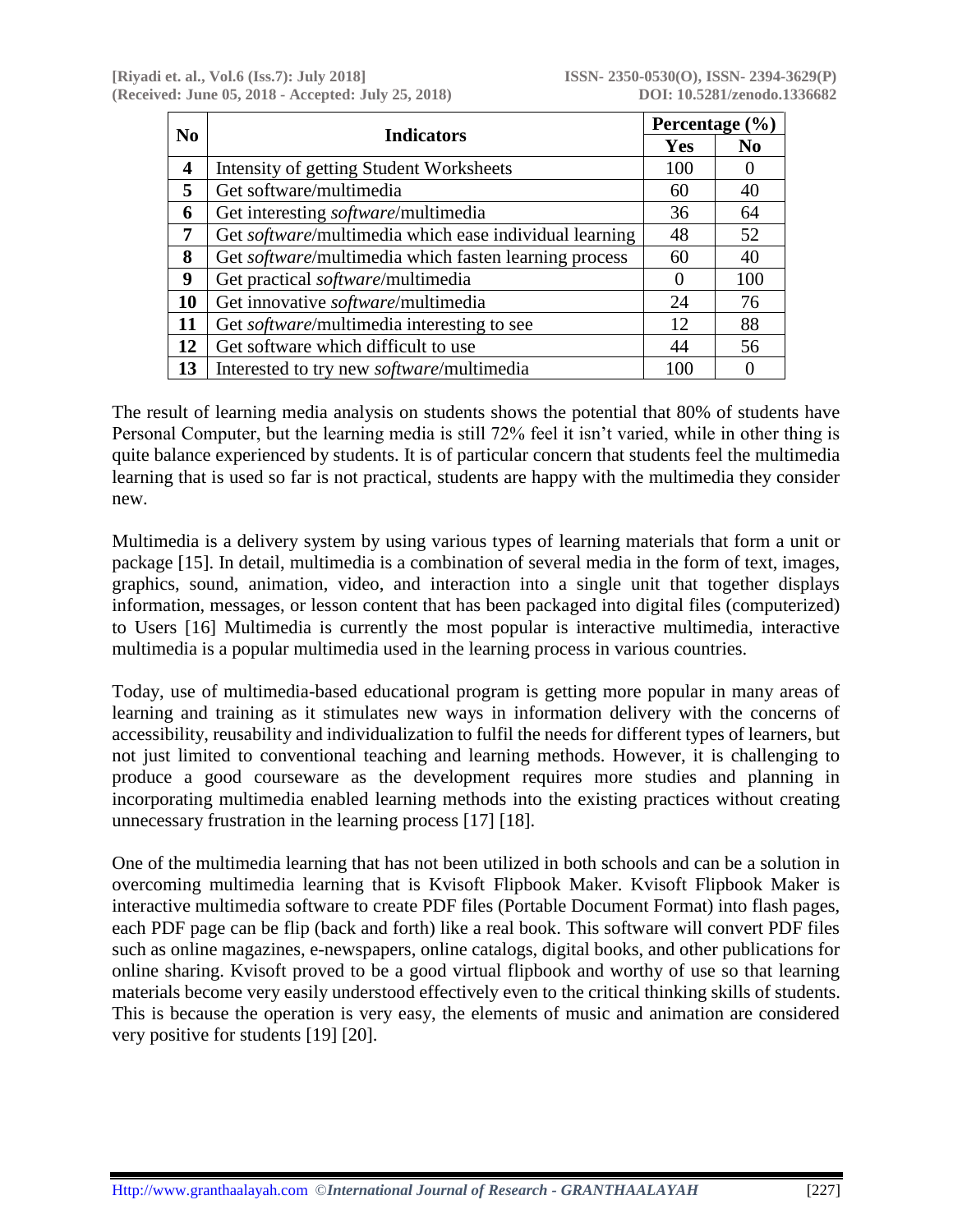| No | Indicators | Percentage (%) | |
|---|---|---|---|
| | | Yes | No |
| 4 | Intensity of getting Student Worksheets | 100 | 0 |
| 5 | Get software/multimedia | 60 | 40 |
| 6 | Get interesting *software*/multimedia | 36 | 64 |
| 7 | Get *software*/multimedia which ease individual learning | 48 | 52 |
| 8 | Get *software*/multimedia which fasten learning process | 60 | 40 |
| 9 | Get practical *software*/multimedia | 0 | 100 |
| 10 | Get innovative *software*/multimedia | 24 | 76 |
| 11 | Get *software*/multimedia interesting to see | 12 | 88 |
| 12 | Get software which difficult to use | 44 | 56 |
| 13 | Interested to try new *software*/multimedia | 100 | 0 |

The result of learning media analysis on students shows the potential that 80% of students have Personal Computer, but the learning media is still 72% feel it isn't varied, while in other thing is quite balance experienced by students. It is of particular concern that students feel the multimedia learning that is used so far is not practical, students are happy with the multimedia they consider new.

Multimedia is a delivery system by using various types of learning materials that form a unit or package [15]. In detail, multimedia is a combination of several media in the form of text, images, graphics, sound, animation, video, and interaction into a single unit that together displays information, messages, or lesson content that has been packaged into digital files (computerized) to Users [16] Multimedia is currently the most popular is interactive multimedia, interactive multimedia is a popular multimedia used in the learning process in various countries.

Today, use of multimedia-based educational program is getting more popular in many areas of learning and training as it stimulates new ways in information delivery with the concerns of accessibility, reusability and individualization to fulfil the needs for different types of learners, but not just limited to conventional teaching and learning methods. However, it is challenging to produce a good courseware as the development requires more studies and planning in incorporating multimedia enabled learning methods into the existing practices without creating unnecessary frustration in the learning process [17] [18].

One of the multimedia learning that has not been utilized in both schools and can be a solution in overcoming multimedia learning that is Kvisoft Flipbook Maker. Kvisoft Flipbook Maker is interactive multimedia software to create PDF files (Portable Document Format) into flash pages, each PDF page can be flip (back and forth) like a real book. This software will convert PDF files such as online magazines, e-newspapers, online catalogs, digital books, and other publications for online sharing. Kvisoft proved to be a good virtual flipbook and worthy of use so that learning materials become very easily understood effectively even to the critical thinking skills of students. This is because the operation is very easy, the elements of music and animation are considered very positive for students [19] [20].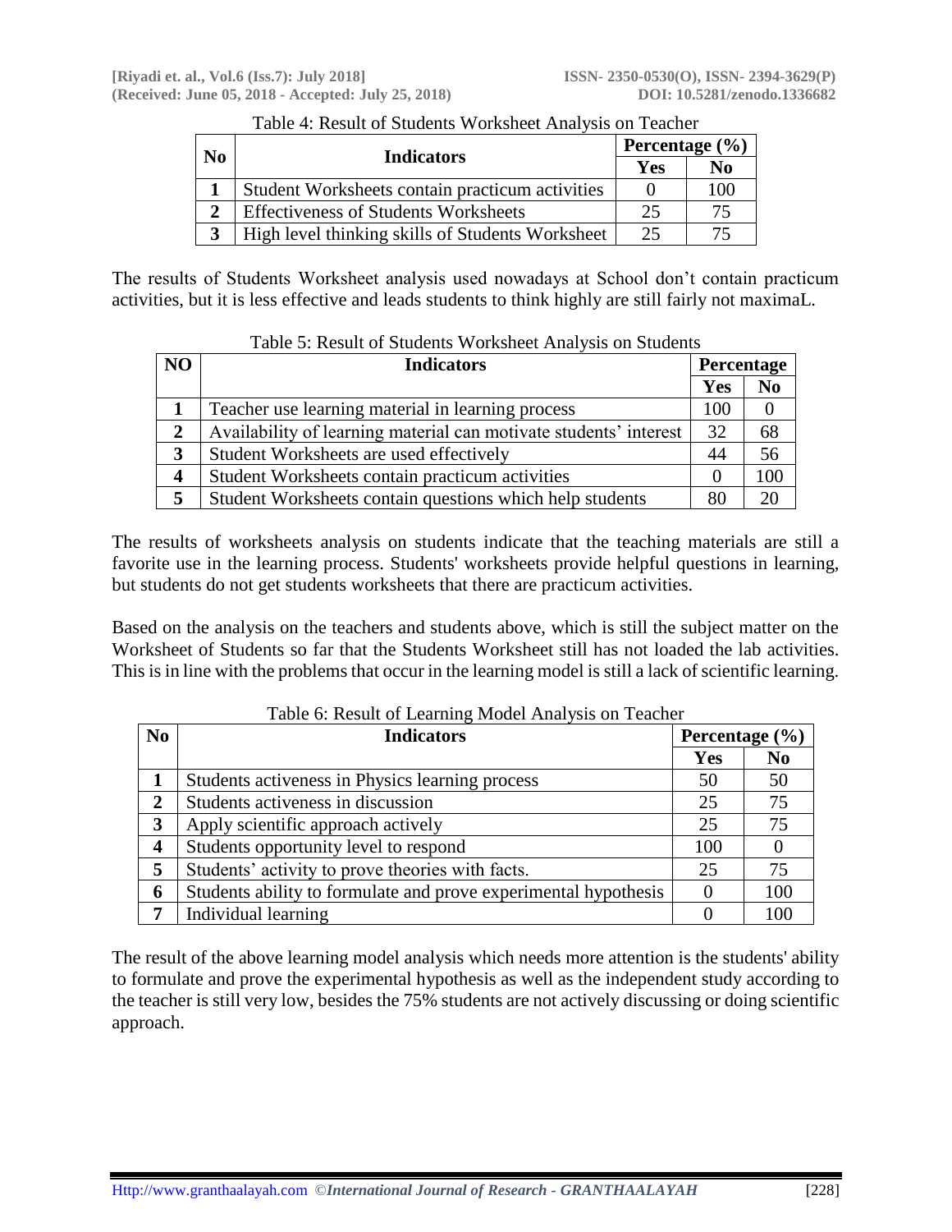Table 4: Result of Students Worksheet Analysis on Teacher

| No | Indicators | Percentage (%) | |
|---|---|---|---|
| | | Yes | No |
| 1 | Student Worksheets contain practicum activities | 0 | 100 |
| 2 | Effectiveness of Students Worksheets | 25 | 75 |
| 3 | High level thinking skills of Students Worksheet | 25 | 75 |

The results of Students Worksheet analysis used nowadays at School don't contain practicum activities, but it is less effective and leads students to think highly are still fairly not maximaL.

Table 5: Result of Students Worksheet Analysis on Students

| NO | Indicators | Percentage | |
|---|---|---|---|
| | | Yes | No |
| 1 | Teacher use learning material in learning process | 100 | 0 |
| 2 | Availability of learning material can motivate students' interest | 32 | 68 |
| 3 | Student Worksheets are used effectively | 44 | 56 |
| 4 | Student Worksheets contain practicum activities | 0 | 100 |
| 5 | Student Worksheets contain questions which help students | 80 | 20 |

The results of worksheets analysis on students indicate that the teaching materials are still a favorite use in the learning process. Students' worksheets provide helpful questions in learning, but students do not get students worksheets that there are practicum activities.

Based on the analysis on the teachers and students above, which is still the subject matter on the Worksheet of Students so far that the Students Worksheet still has not loaded the lab activities. This is in line with the problems that occur in the learning model is still a lack of scientific learning.

Table 6: Result of Learning Model Analysis on Teacher

| No | Indicators | Percentage (%) | |
|---|---|---|---|
| | | Yes | No |
| 1 | Students activeness in Physics learning process | 50 | 50 |
| 2 | Students activeness in discussion | 25 | 75 |
| 3 | Apply scientific approach actively | 25 | 75 |
| 4 | Students opportunity level to respond | 100 | 0 |
| 5 | Students' activity to prove theories with facts. | 25 | 75 |
| 6 | Students ability to formulate and prove experimental hypothesis | 0 | 100 |
| 7 | Individual learning | 0 | 100 |

The result of the above learning model analysis which needs more attention is the students' ability to formulate and prove the experimental hypothesis as well as the independent study according to the teacher is still very low, besides the 75% students are not actively discussing or doing scientific approach.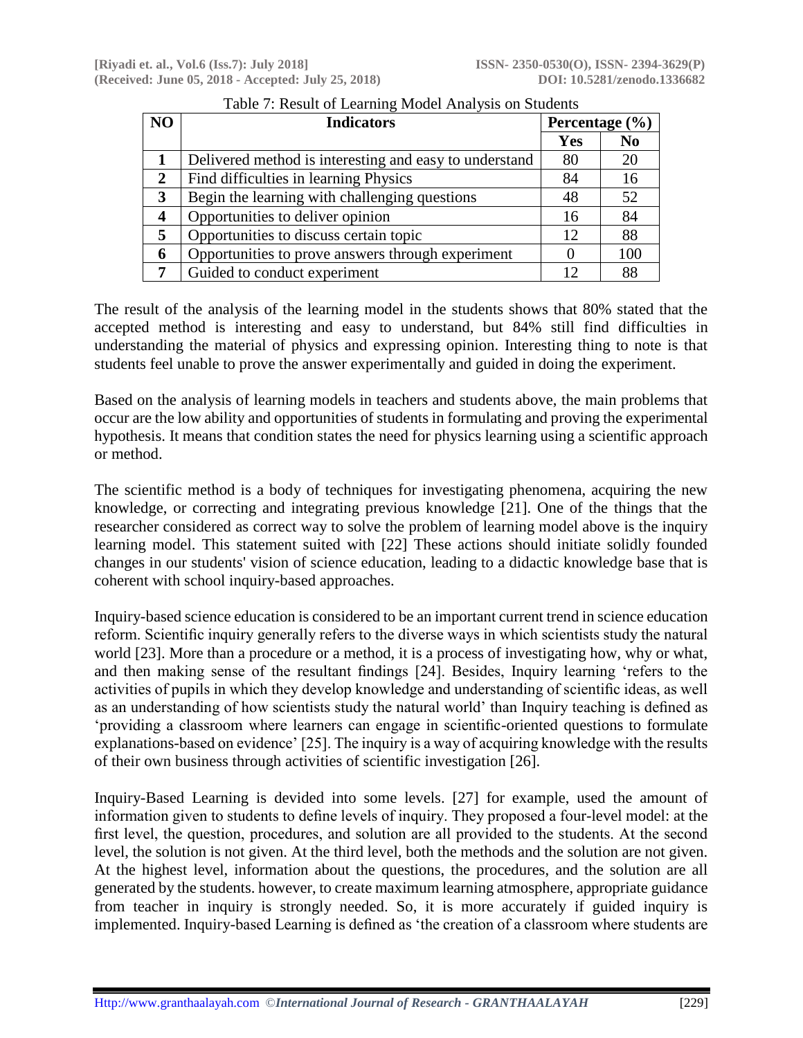Table 7: Result of Learning Model Analysis on Students

| NO | Indicators | Percentage (%) | |
|---|---|---|---|
| | | Yes | No |
| 1 | Delivered method is interesting and easy to understand | 80 | 20 |
| 2 | Find difficulties in learning Physics | 84 | 16 |
| 3 | Begin the learning with challenging questions | 48 | 52 |
| 4 | Opportunities to deliver opinion | 16 | 84 |
| 5 | Opportunities to discuss certain topic | 12 | 88 |
| 6 | Opportunities to prove answers through experiment | 0 | 100 |
| 7 | Guided to conduct experiment | 12 | 88 |

The result of the analysis of the learning model in the students shows that 80% stated that the accepted method is interesting and easy to understand, but 84% still find difficulties in understanding the material of physics and expressing opinion. Interesting thing to note is that students feel unable to prove the answer experimentally and guided in doing the experiment.

Based on the analysis of learning models in teachers and students above, the main problems that occur are the low ability and opportunities of students in formulating and proving the experimental hypothesis. It means that condition states the need for physics learning using a scientific approach or method.

The scientific method is a body of techniques for investigating phenomena, acquiring the new knowledge, or correcting and integrating previous knowledge [21]. One of the things that the researcher considered as correct way to solve the problem of learning model above is the inquiry learning model. This statement suited with [22] These actions should initiate solidly founded changes in our students' vision of science education, leading to a didactic knowledge base that is coherent with school inquiry-based approaches.

Inquiry-based science education is considered to be an important current trend in science education reform. Scientific inquiry generally refers to the diverse ways in which scientists study the natural world [23]. More than a procedure or a method, it is a process of investigating how, why or what, and then making sense of the resultant findings [24]. Besides, Inquiry learning 'refers to the activities of pupils in which they develop knowledge and understanding of scientific ideas, as well as an understanding of how scientists study the natural world' than Inquiry teaching is defined as 'providing a classroom where learners can engage in scientific-oriented questions to formulate explanations-based on evidence' [25]. The inquiry is a way of acquiring knowledge with the results of their own business through activities of scientific investigation [26].

Inquiry-Based Learning is devided into some levels. [27] for example, used the amount of information given to students to define levels of inquiry. They proposed a four-level model: at the first level, the question, procedures, and solution are all provided to the students. At the second level, the solution is not given. At the third level, both the methods and the solution are not given. At the highest level, information about the questions, the procedures, and the solution are all generated by the students. however, to create maximum learning atmosphere, appropriate guidance from teacher in inquiry is strongly needed. So, it is more accurately if guided inquiry is implemented. Inquiry-based Learning is defined as 'the creation of a classroom where students are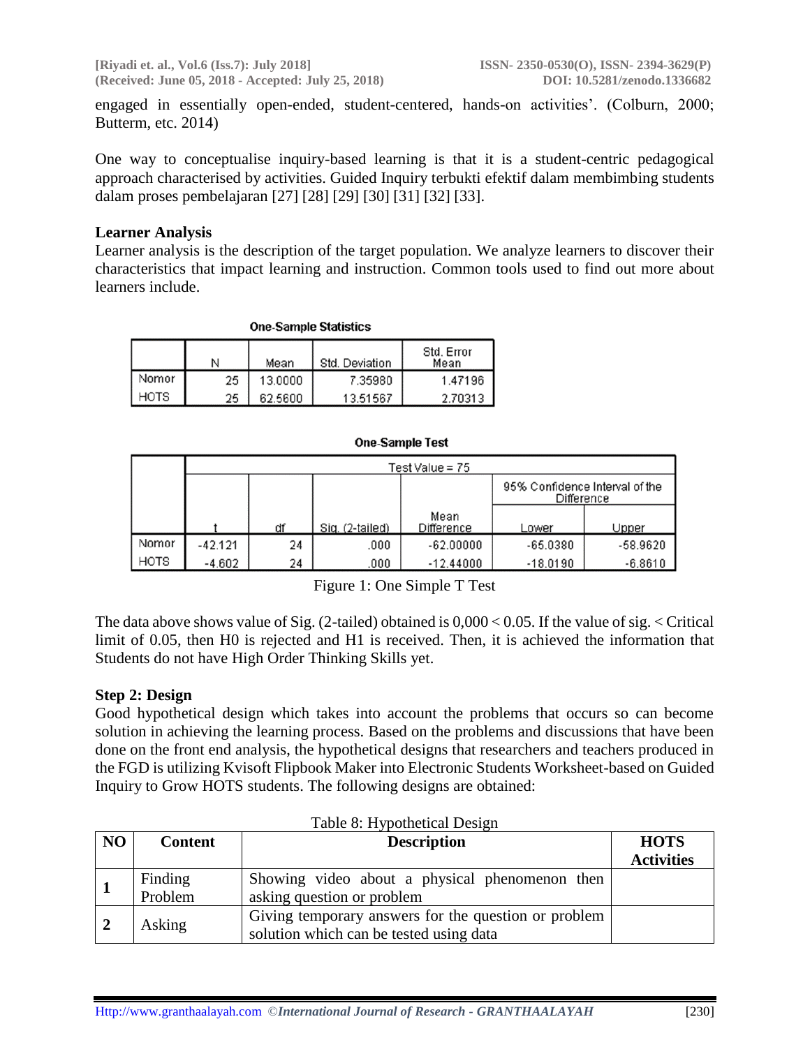engaged in essentially open-ended, student-centered, hands-on activities'. (Colburn, 2000; Butterm, etc. 2014)

One way to conceptualise inquiry-based learning is that it is a student-centric pedagogical approach characterised by activities. Guided Inquiry terbukti efektif dalam membimbing students dalam proses pembelajaran [27] [28] [29] [30] [31] [32] [33].

**Learner Analysis**

Learner analysis is the description of the target population. We analyze learners to discover their characteristics that impact learning and instruction. Common tools used to find out more about learners include.

**One-Sample Statistics**

| | N | Mean | Std. Deviation | Std. Error Mean |
|---|---|---|---|---|
| Nomor | 25 | 13.0000 | 7.35980 | 1.47196 |
| HOTS | 25 | 62.5600 | 13.51567 | 2.70313 |

**One-Sample Test**

| | Test Value = 75 | | | | | |
|---|---|---|---|---|---|---|
| | | | | | 95% Confidence Interval of the Difference | |
| | t | df | Sig. (2-tailed) | Mean Difference | Lower | Upper |
| Nomor | -42.121 | 24 | .000 | -62.00000 | -65.0380 | -58.9620 |
| HOTS | -4.602 | 24 | .000 | -12.44000 | -18.0190 | -6.8610 |

Figure 1: One Simple T Test

The data above shows value of Sig. (2-tailed) obtained is 0,000 < 0.05. If the value of sig. < Critical limit of 0.05, then H0 is rejected and H1 is received. Then, it is achieved the information that Students do not have High Order Thinking Skills yet.

**Step 2: Design**

Good hypothetical design which takes into account the problems that occurs so can become solution in achieving the learning process. Based on the problems and discussions that have been done on the front end analysis, the hypothetical designs that researchers and teachers produced in the FGD is utilizing Kvisoft Flipbook Maker into Electronic Students Worksheet-based on Guided Inquiry to Grow HOTS students. The following designs are obtained:

Table 8: Hypothetical Design

| NO | Content | Description | HOTS Activities |
|---|---|---|---|
| 1 | Finding Problem | Showing video about a physical phenomenon then asking question or problem | |
| 2 | Asking | Giving temporary answers for the question or problem solution which can be tested using data | |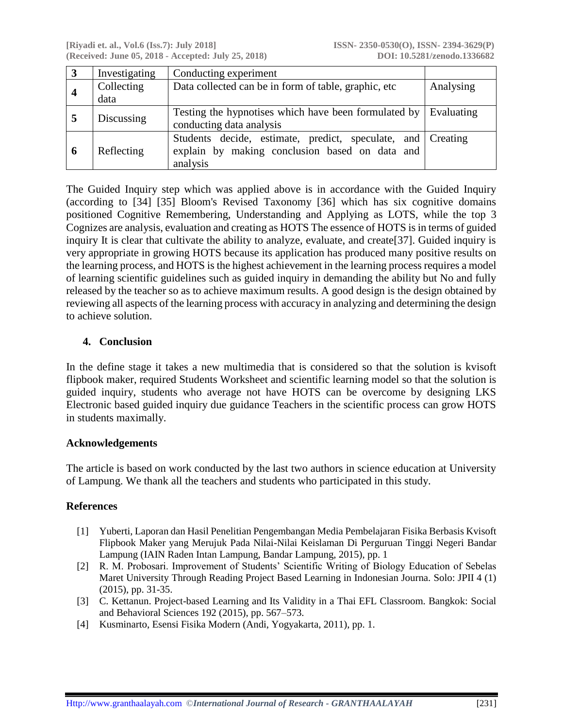| 3 | Investigating | Conducting experiment | |
|---|---|---|---|
| 4 | Collecting data | Data collected can be in form of table, graphic, etc | Analysing |
| 5 | Discussing | Testing the hypnotises which have been formulated by conducting data analysis | Evaluating |
| 6 | Reflecting | Students decide, estimate, predict, speculate, and explain by making conclusion based on data and analysis | Creating |

The Guided Inquiry step which was applied above is in accordance with the Guided Inquiry (according to [34] [35] Bloom's Revised Taxonomy [36] which has six cognitive domains positioned Cognitive Remembering, Understanding and Applying as LOTS, while the top 3 Cognizes are analysis, evaluation and creating as HOTS The essence of HOTS is in terms of guided inquiry It is clear that cultivate the ability to analyze, evaluate, and create[37]. Guided inquiry is very appropriate in growing HOTS because its application has produced many positive results on the learning process, and HOTS is the highest achievement in the learning process requires a model of learning scientific guidelines such as guided inquiry in demanding the ability but No and fully released by the teacher so as to achieve maximum results. A good design is the design obtained by reviewing all aspects of the learning process with accuracy in analyzing and determining the design to achieve solution.

## 4. Conclusion

In the define stage it takes a new multimedia that is considered so that the solution is kvisoft flipbook maker, required Students Worksheet and scientific learning model so that the solution is guided inquiry, students who average not have HOTS can be overcome by designing LKS Electronic based guided inquiry due guidance Teachers in the scientific process can grow HOTS in students maximally.

## Acknowledgements

The article is based on work conducted by the last two authors in science education at University of Lampung. We thank all the teachers and students who participated in this study.

## References

[1] Yuberti, Laporan dan Hasil Penelitian Pengembangan Media Pembelajaran Fisika Berbasis Kvisoft Flipbook Maker yang Merujuk Pada Nilai-Nilai Keislaman Di Perguruan Tinggi Negeri Bandar Lampung (IAIN Raden Intan Lampung, Bandar Lampung, 2015), pp. 1

[2] R. M. Probosari. Improvement of Students' Scientific Writing of Biology Education of Sebelas Maret University Through Reading Project Based Learning in Indonesian Journa. Solo: JPII 4 (1) (2015), pp. 31-35.

[3] C. Kettanun. Project-based Learning and Its Validity in a Thai EFL Classroom. Bangkok: Social and Behavioral Sciences 192 (2015), pp. 567–573.

[4] Kusminarto, Esensi Fisika Modern (Andi, Yogyakarta, 2011), pp. 1.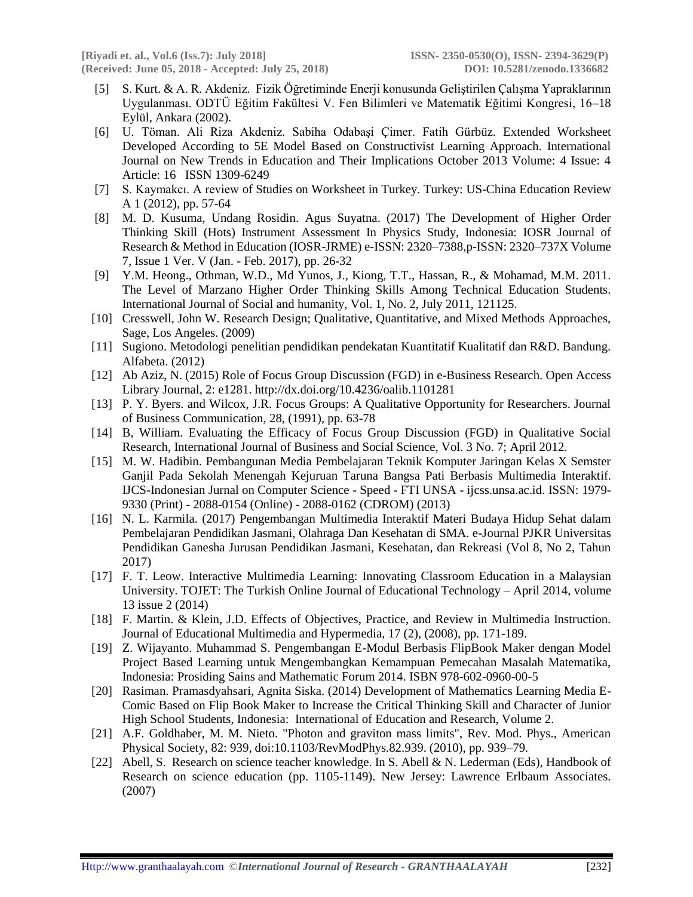[5] S. Kurt. & A. R. Akdeniz. Fizik Öğretiminde Enerji konusunda Geliştirilen Çalışma Yapraklarının Uygulanması. ODTÜ Eğitim Fakültesi V. Fen Bilimleri ve Matematik Eğitimi Kongresi, 16–18 Eylül, Ankara (2002).

[6] U. Töman. Ali Riza Akdeniz. Sabiha Odabaşi Çimer. Fatih Gürbüz. Extended Worksheet Developed According to 5E Model Based on Constructivist Learning Approach. International Journal on New Trends in Education and Their Implications October 2013 Volume: 4 Issue: 4 Article: 16 ISSN 1309-6249

[7] S. Kaymakcı. A review of Studies on Worksheet in Turkey. Turkey: US-China Education Review A 1 (2012), pp. 57-64

[8] M. D. Kusuma, Undang Rosidin. Agus Suyatna. (2017) The Development of Higher Order Thinking Skill (Hots) Instrument Assessment In Physics Study, Indonesia: IOSR Journal of Research & Method in Education (IOSR-JRME) e-ISSN: 2320–7388,p-ISSN: 2320–737X Volume 7, Issue 1 Ver. V (Jan. - Feb. 2017), pp. 26-32

[9] Y.M. Heong., Othman, W.D., Md Yunos, J., Kiong, T.T., Hassan, R., & Mohamad, M.M. 2011. The Level of Marzano Higher Order Thinking Skills Among Technical Education Students. International Journal of Social and humanity, Vol. 1, No. 2, July 2011, 121125.

[10] Cresswell, John W. Research Design; Qualitative, Quantitative, and Mixed Methods Approaches, Sage, Los Angeles. (2009)

[11] Sugiono. Metodologi penelitian pendidikan pendekatan Kuantitatif Kualitatif dan R&D. Bandung. Alfabeta. (2012)

[12] Ab Aziz, N. (2015) Role of Focus Group Discussion (FGD) in e-Business Research. Open Access Library Journal, 2: e1281. http://dx.doi.org/10.4236/oalib.1101281

[13] P. Y. Byers. and Wilcox, J.R. Focus Groups: A Qualitative Opportunity for Researchers. Journal of Business Communication, 28, (1991), pp. 63-78

[14] B, William. Evaluating the Efficacy of Focus Group Discussion (FGD) in Qualitative Social Research, International Journal of Business and Social Science, Vol. 3 No. 7; April 2012.

[15] M. W. Hadibin. Pembangunan Media Pembelajaran Teknik Komputer Jaringan Kelas X Semster Ganjil Pada Sekolah Menengah Kejuruan Taruna Bangsa Pati Berbasis Multimedia Interaktif. IJCS-Indonesian Jurnal on Computer Science - Speed - FTI UNSA - ijcss.unsa.ac.id. ISSN: 1979-9330 (Print) - 2088-0154 (Online) - 2088-0162 (CDROM) (2013)

[16] N. L. Karmila. (2017) Pengembangan Multimedia Interaktif Materi Budaya Hidup Sehat dalam Pembelajaran Pendidikan Jasmani, Olahraga Dan Kesehatan di SMA. e-Journal PJKR Universitas Pendidikan Ganesha Jurusan Pendidikan Jasmani, Kesehatan, dan Rekreasi (Vol 8, No 2, Tahun 2017)

[17] F. T. Leow. Interactive Multimedia Learning: Innovating Classroom Education in a Malaysian University. TOJET: The Turkish Online Journal of Educational Technology – April 2014, volume 13 issue 2 (2014)

[18] F. Martin. & Klein, J.D. Effects of Objectives, Practice, and Review in Multimedia Instruction. Journal of Educational Multimedia and Hypermedia, 17 (2), (2008), pp. 171-189.

[19] Z. Wijayanto. Muhammad S. Pengembangan E-Modul Berbasis FlipBook Maker dengan Model Project Based Learning untuk Mengembangkan Kemampuan Pemecahan Masalah Matematika, Indonesia: Prosiding Sains and Mathematic Forum 2014. ISBN 978-602-0960-00-5

[20] Rasiman. Pramasdyahsari, Agnita Siska. (2014) Development of Mathematics Learning Media E-Comic Based on Flip Book Maker to Increase the Critical Thinking Skill and Character of Junior High School Students, Indonesia: International of Education and Research, Volume 2.

[21] A.F. Goldhaber, M. M. Nieto. "Photon and graviton mass limits", Rev. Mod. Phys., American Physical Society, 82: 939, doi:10.1103/RevModPhys.82.939. (2010), pp. 939–79.

[22] Abell, S. Research on science teacher knowledge. In S. Abell & N. Lederman (Eds), Handbook of Research on science education (pp. 1105-1149). New Jersey: Lawrence Erlbaum Associates. (2007)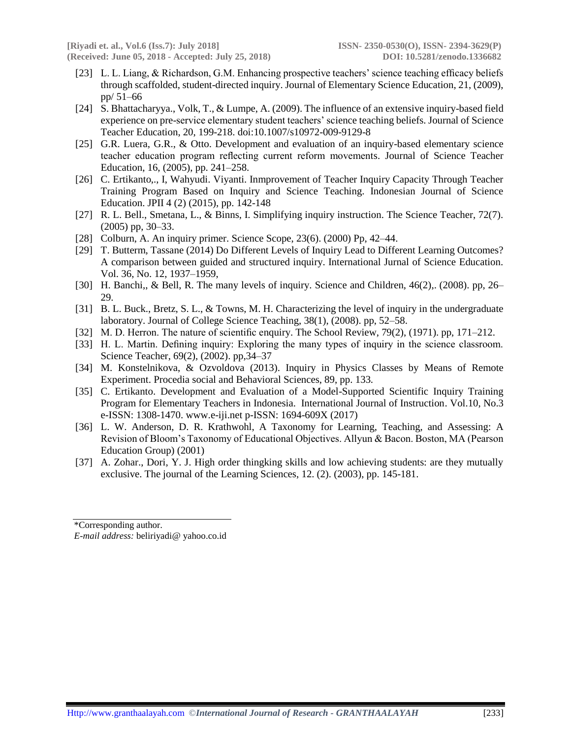[23] L. L. Liang, & Richardson, G.M. Enhancing prospective teachers' science teaching efficacy beliefs through scaffolded, student-directed inquiry. Journal of Elementary Science Education, 21, (2009), pp/ 51–66

[24] S. Bhattacharyya., Volk, T., & Lumpe, A. (2009). The influence of an extensive inquiry-based field experience on pre-service elementary student teachers' science teaching beliefs. Journal of Science Teacher Education, 20, 199-218. doi:10.1007/s10972-009-9129-8

[25] G.R. Luera, G.R., & Otto. Development and evaluation of an inquiry-based elementary science teacher education program reflecting current reform movements. Journal of Science Teacher Education, 16, (2005), pp. 241–258.

[26] C. Ertikanto,., I, Wahyudi. Viyanti. Inmprovement of Teacher Inquiry Capacity Through Teacher Training Program Based on Inquiry and Science Teaching. Indonesian Journal of Science Education. JPII 4 (2) (2015), pp. 142-148

[27] R. L. Bell., Smetana, L., & Binns, I. Simplifying inquiry instruction. The Science Teacher, 72(7). (2005) pp, 30–33.

[28] Colburn, A. An inquiry primer. Science Scope, 23(6). (2000) Pp, 42–44.

[29] T. Butterm, Tassane (2014) Do Different Levels of Inquiry Lead to Different Learning Outcomes? A comparison between guided and structured inquiry. International Jurnal of Science Education. Vol. 36, No. 12, 1937–1959,

[30] H. Banchi,, & Bell, R. The many levels of inquiry. Science and Children, 46(2),. (2008). pp, 26–29.

[31] B. L. Buck., Bretz, S. L., & Towns, M. H. Characterizing the level of inquiry in the undergraduate laboratory. Journal of College Science Teaching, 38(1), (2008). pp, 52–58.

[32] M. D. Herron. The nature of scientific enquiry. The School Review, 79(2), (1971). pp, 171–212.

[33] H. L. Martin. Defining inquiry: Exploring the many types of inquiry in the science classroom. Science Teacher, 69(2), (2002). pp,34–37

[34] M. Konstelnikova, & Ozvoldova (2013). Inquiry in Physics Classes by Means of Remote Experiment. Procedia social and Behavioral Sciences, 89, pp. 133.

[35] C. Ertikanto. Development and Evaluation of a Model-Supported Scientific Inquiry Training Program for Elementary Teachers in Indonesia. International Journal of Instruction. Vol.10, No.3 e-ISSN: 1308-1470. www.e-iji.net p-ISSN: 1694-609X (2017)

[36] L. W. Anderson, D. R. Krathwohl, A Taxonomy for Learning, Teaching, and Assessing: A Revision of Bloom's Taxonomy of Educational Objectives. Allyun & Bacon. Boston, MA (Pearson Education Group) (2001)

[37] A. Zohar., Dori, Y. J. High order thingking skills and low achieving students: are they mutually exclusive. The journal of the Learning Sciences, 12. (2). (2003), pp. 145-181.

---

*Corresponding author.

*E-mail address:* beliriyadi@ yahoo.co.id